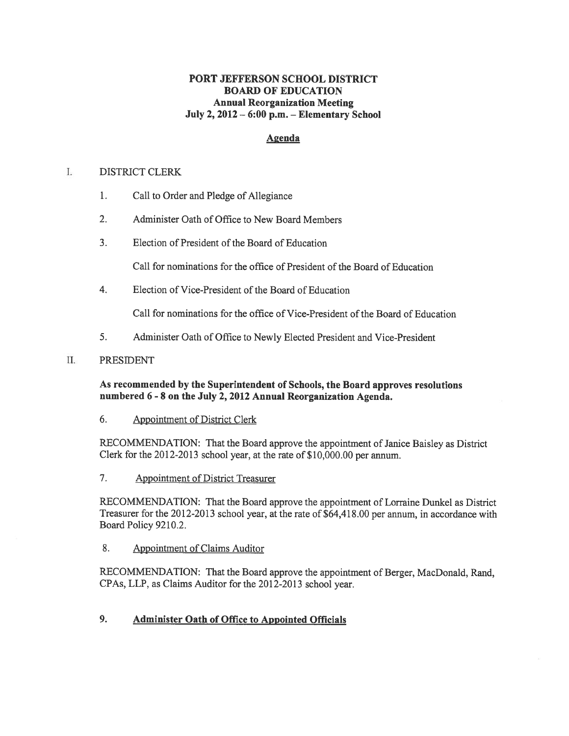**PORT JEFFERSON SCHOOL DISTRICT**
**BOARD OF EDUCATION**
**Annual Reorganization Meeting**
**July 2, 2012 – 6:00 p.m. – Elementary School**

**Agenda**

I. DISTRICT CLERK

1. Call to Order and Pledge of Allegiance

2. Administer Oath of Office to New Board Members

3. Election of President of the Board of Education

   Call for nominations for the office of President of the Board of Education

4. Election of Vice-President of the Board of Education

   Call for nominations for the office of Vice-President of the Board of Education

5. Administer Oath of Office to Newly Elected President and Vice-President

II. PRESIDENT

**As recommended by the Superintendent of Schools, the Board approves resolutions numbered 6 - 8 on the July 2, 2012 Annual Reorganization Agenda.**

6. Appointment of District Clerk

RECOMMENDATION: That the Board approve the appointment of Janice Baisley as District Clerk for the 2012-2013 school year, at the rate of $10,000.00 per annum.

7. Appointment of District Treasurer

RECOMMENDATION: That the Board approve the appointment of Lorraine Dunkel as District Treasurer for the 2012-2013 school year, at the rate of $64,418.00 per annum, in accordance with Board Policy 9210.2.

8. Appointment of Claims Auditor

RECOMMENDATION: That the Board approve the appointment of Berger, MacDonald, Rand, CPAs, LLP, as Claims Auditor for the 2012-2013 school year.

9. **Administer Oath of Office to Appointed Officials**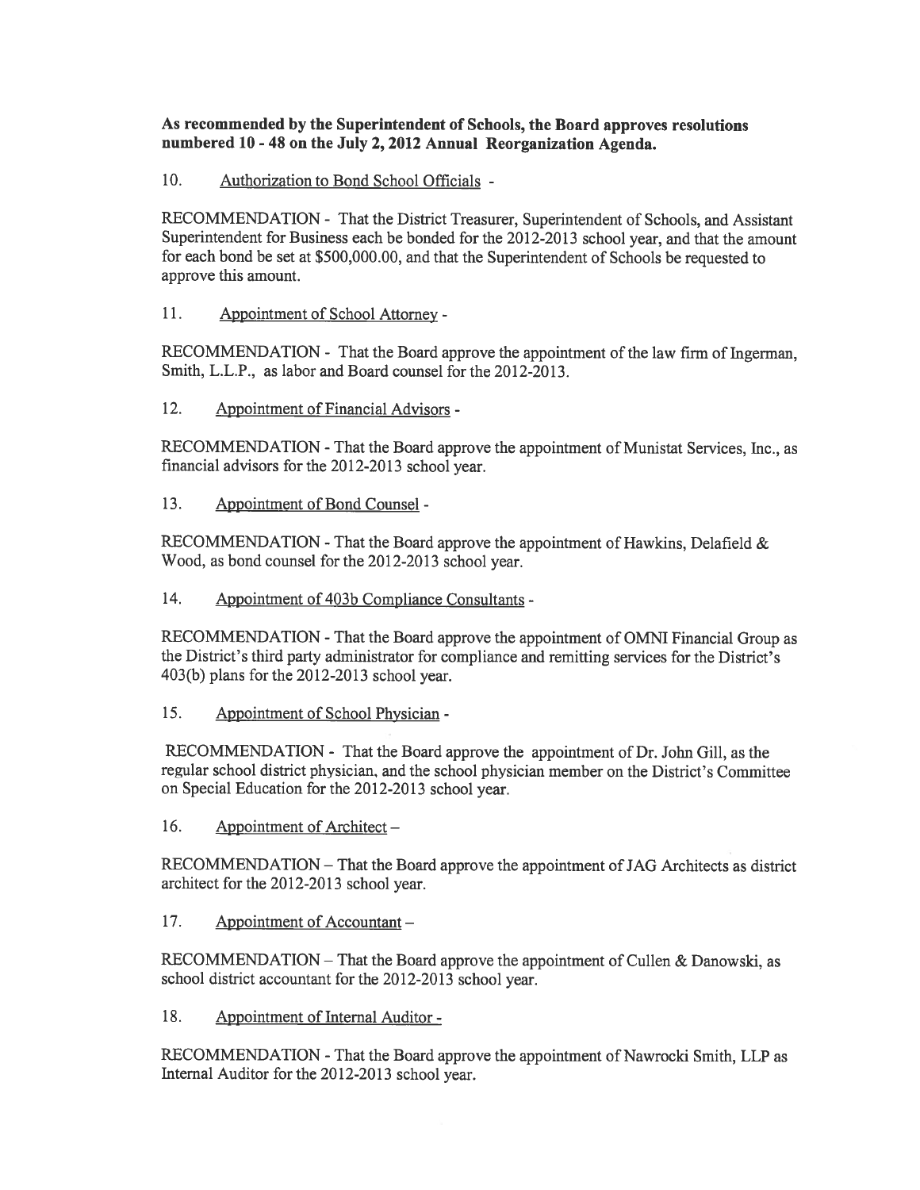**As recommended by the Superintendent of Schools, the Board approves resolutions numbered 10 - 48 on the July 2, 2012 Annual Reorganization Agenda.**

10. Authorization to Bond School Officials -

RECOMMENDATION - That the District Treasurer, Superintendent of Schools, and Assistant Superintendent for Business each be bonded for the 2012-2013 school year, and that the amount for each bond be set at $500,000.00, and that the Superintendent of Schools be requested to approve this amount.

11. Appointment of School Attorney -

RECOMMENDATION - That the Board approve the appointment of the law firm of Ingerman, Smith, L.L.P., as labor and Board counsel for the 2012-2013.

12. Appointment of Financial Advisors -

RECOMMENDATION - That the Board approve the appointment of Munistat Services, Inc., as financial advisors for the 2012-2013 school year.

13. Appointment of Bond Counsel -

RECOMMENDATION - That the Board approve the appointment of Hawkins, Delafield & Wood, as bond counsel for the 2012-2013 school year.

14. Appointment of 403b Compliance Consultants -

RECOMMENDATION - That the Board approve the appointment of OMNI Financial Group as the District's third party administrator for compliance and remitting services for the District's 403(b) plans for the 2012-2013 school year.

15. Appointment of School Physician -

RECOMMENDATION - That the Board approve the appointment of Dr. John Gill, as the regular school district physician, and the school physician member on the District's Committee on Special Education for the 2012-2013 school year.

16. Appointment of Architect –

RECOMMENDATION – That the Board approve the appointment of JAG Architects as district architect for the 2012-2013 school year.

17. Appointment of Accountant –

RECOMMENDATION – That the Board approve the appointment of Cullen & Danowski, as school district accountant for the 2012-2013 school year.

18. Appointment of Internal Auditor -

RECOMMENDATION - That the Board approve the appointment of Nawrocki Smith, LLP as Internal Auditor for the 2012-2013 school year.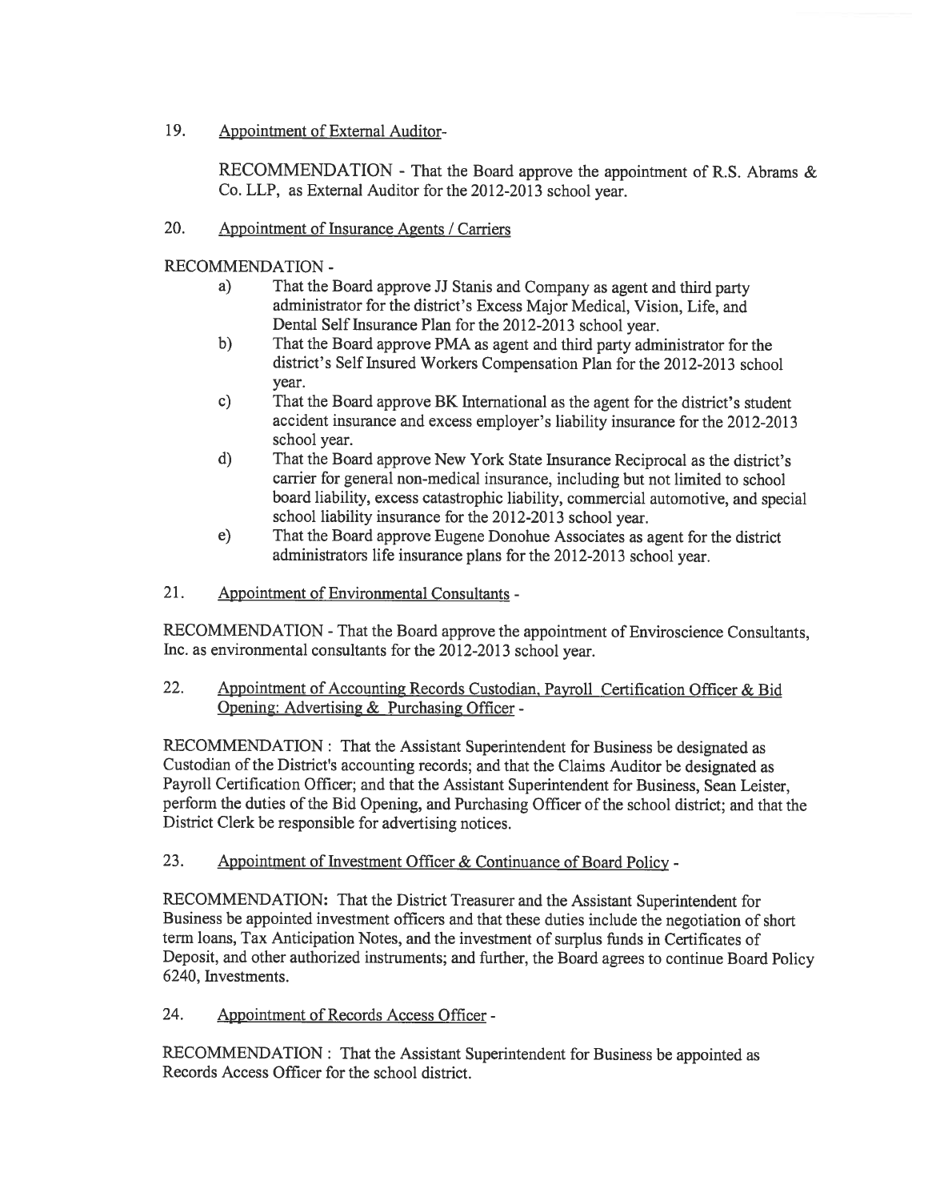19. Appointment of External Auditor-

    RECOMMENDATION - That the Board approve the appointment of R.S. Abrams & Co. LLP, as External Auditor for the 2012-2013 school year.

20. Appointment of Insurance Agents / Carriers

RECOMMENDATION -

a) That the Board approve JJ Stanis and Company as agent and third party administrator for the district's Excess Major Medical, Vision, Life, and Dental Self Insurance Plan for the 2012-2013 school year.
b) That the Board approve PMA as agent and third party administrator for the district's Self Insured Workers Compensation Plan for the 2012-2013 school year.
c) That the Board approve BK International as the agent for the district's student accident insurance and excess employer's liability insurance for the 2012-2013 school year.
d) That the Board approve New York State Insurance Reciprocal as the district's carrier for general non-medical insurance, including but not limited to school board liability, excess catastrophic liability, commercial automotive, and special school liability insurance for the 2012-2013 school year.
e) That the Board approve Eugene Donohue Associates as agent for the district administrators life insurance plans for the 2012-2013 school year.

21. Appointment of Environmental Consultants -

RECOMMENDATION - That the Board approve the appointment of Enviroscience Consultants, Inc. as environmental consultants for the 2012-2013 school year.

22. Appointment of Accounting Records Custodian, Payroll Certification Officer & Bid Opening: Advertising & Purchasing Officer -

RECOMMENDATION : That the Assistant Superintendent for Business be designated as Custodian of the District's accounting records; and that the Claims Auditor be designated as Payroll Certification Officer; and that the Assistant Superintendent for Business, Sean Leister, perform the duties of the Bid Opening, and Purchasing Officer of the school district; and that the District Clerk be responsible for advertising notices.

23. Appointment of Investment Officer & Continuance of Board Policy -

RECOMMENDATION: That the District Treasurer and the Assistant Superintendent for Business be appointed investment officers and that these duties include the negotiation of short term loans, Tax Anticipation Notes, and the investment of surplus funds in Certificates of Deposit, and other authorized instruments; and further, the Board agrees to continue Board Policy 6240, Investments.

24. Appointment of Records Access Officer -

RECOMMENDATION : That the Assistant Superintendent for Business be appointed as Records Access Officer for the school district.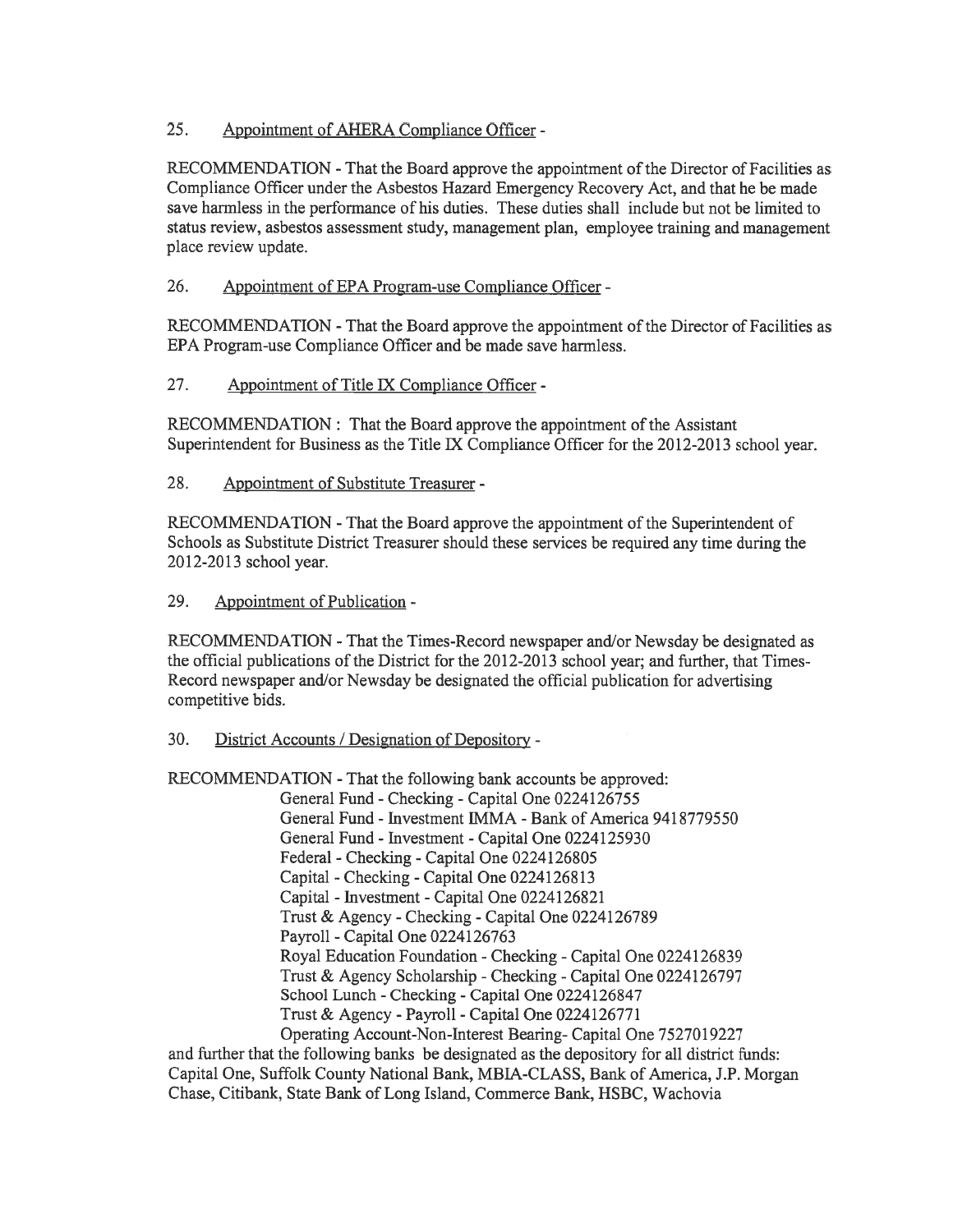25. Appointment of AHERA Compliance Officer -

RECOMMENDATION - That the Board approve the appointment of the Director of Facilities as Compliance Officer under the Asbestos Hazard Emergency Recovery Act, and that he be made save harmless in the performance of his duties. These duties shall include but not be limited to status review, asbestos assessment study, management plan, employee training and management place review update.

26. Appointment of EPA Program-use Compliance Officer -

RECOMMENDATION - That the Board approve the appointment of the Director of Facilities as EPA Program-use Compliance Officer and be made save harmless.

27. Appointment of Title IX Compliance Officer -

RECOMMENDATION : That the Board approve the appointment of the Assistant Superintendent for Business as the Title IX Compliance Officer for the 2012-2013 school year.

28. Appointment of Substitute Treasurer -

RECOMMENDATION - That the Board approve the appointment of the Superintendent of Schools as Substitute District Treasurer should these services be required any time during the 2012-2013 school year.

29. Appointment of Publication -

RECOMMENDATION - That the Times-Record newspaper and/or Newsday be designated as the official publications of the District for the 2012-2013 school year; and further, that Times-Record newspaper and/or Newsday be designated the official publication for advertising competitive bids.

30. District Accounts / Designation of Depository -

RECOMMENDATION - That the following bank accounts be approved:

General Fund - Checking - Capital One 0224126755
General Fund - Investment IMMA - Bank of America 9418779550
General Fund - Investment - Capital One 0224125930
Federal - Checking - Capital One 0224126805
Capital - Checking - Capital One 0224126813
Capital - Investment - Capital One 0224126821
Trust & Agency - Checking - Capital One 0224126789
Payroll - Capital One 0224126763
Royal Education Foundation - Checking - Capital One 0224126839
Trust & Agency Scholarship - Checking - Capital One 0224126797
School Lunch - Checking - Capital One 0224126847
Trust & Agency - Payroll - Capital One 0224126771
Operating Account-Non-Interest Bearing- Capital One 7527019227

and further that the following banks be designated as the depository for all district funds: Capital One, Suffolk County National Bank, MBIA-CLASS, Bank of America, J.P. Morgan Chase, Citibank, State Bank of Long Island, Commerce Bank, HSBC, Wachovia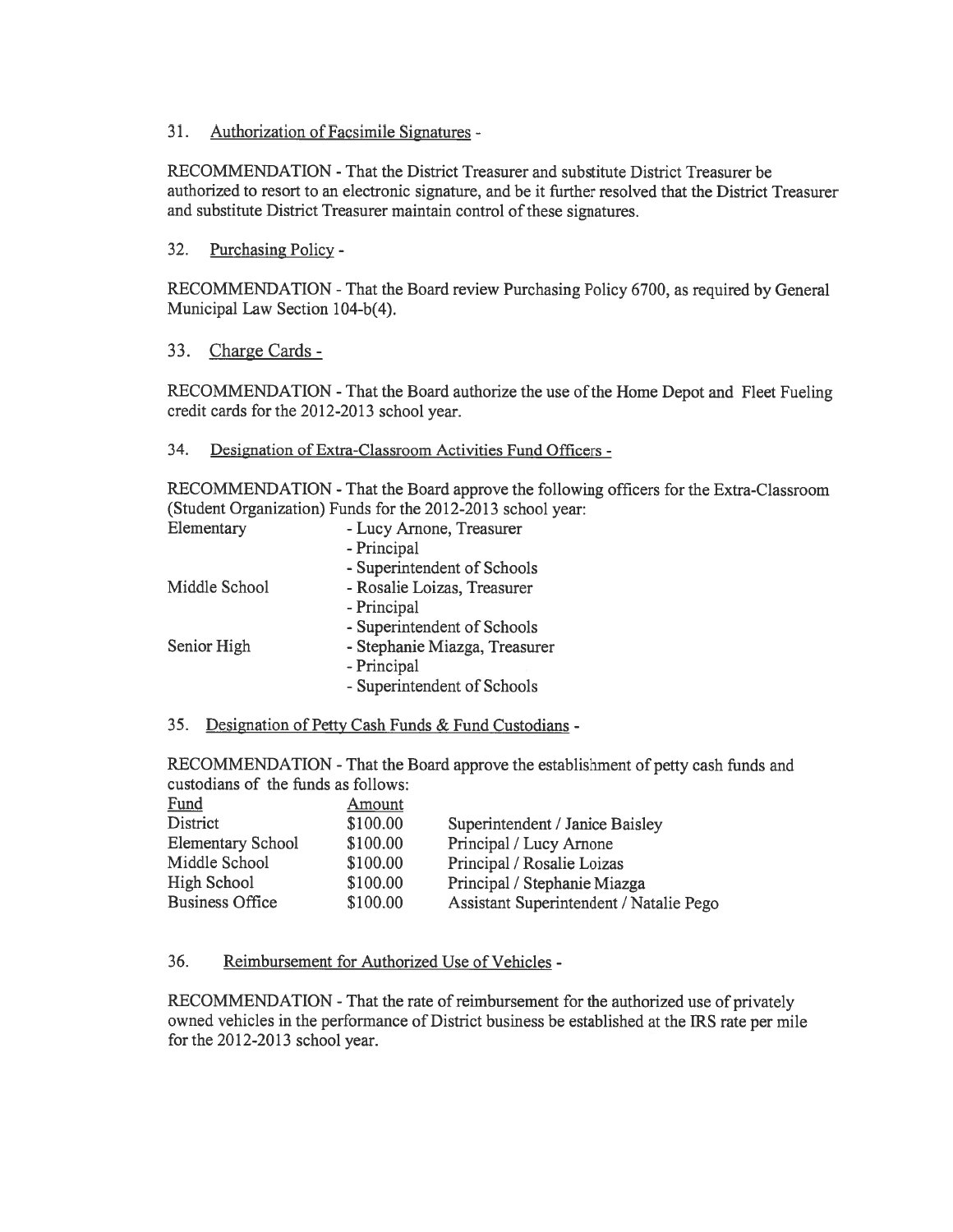31. Authorization of Facsimile Signatures -

RECOMMENDATION - That the District Treasurer and substitute District Treasurer be authorized to resort to an electronic signature, and be it further resolved that the District Treasurer and substitute District Treasurer maintain control of these signatures.

32. Purchasing Policy -

RECOMMENDATION - That the Board review Purchasing Policy 6700, as required by General Municipal Law Section 104-b(4).

33. Charge Cards -

RECOMMENDATION - That the Board authorize the use of the Home Depot and Fleet Fueling credit cards for the 2012-2013 school year.

34. Designation of Extra-Classroom Activities Fund Officers -

RECOMMENDATION - That the Board approve the following officers for the Extra-Classroom (Student Organization) Funds for the 2012-2013 school year:

| | |
|---|---|
| Elementary | - Lucy Arnone, Treasurer |
| | - Principal |
| | - Superintendent of Schools |
| Middle School | - Rosalie Loizas, Treasurer |
| | - Principal |
| | - Superintendent of Schools |
| Senior High | - Stephanie Miazga, Treasurer |
| | - Principal |
| | - Superintendent of Schools |

35. Designation of Petty Cash Funds & Fund Custodians -

RECOMMENDATION - That the Board approve the establishment of petty cash funds and custodians of the funds as follows:

| Fund | Amount | |
|---|---|---|
| District | $100.00 | Superintendent / Janice Baisley |
| Elementary School | $100.00 | Principal / Lucy Arnone |
| Middle School | $100.00 | Principal / Rosalie Loizas |
| High School | $100.00 | Principal / Stephanie Miazga |
| Business Office | $100.00 | Assistant Superintendent / Natalie Pego |

36. Reimbursement for Authorized Use of Vehicles -

RECOMMENDATION - That the rate of reimbursement for the authorized use of privately owned vehicles in the performance of District business be established at the IRS rate per mile for the 2012-2013 school year.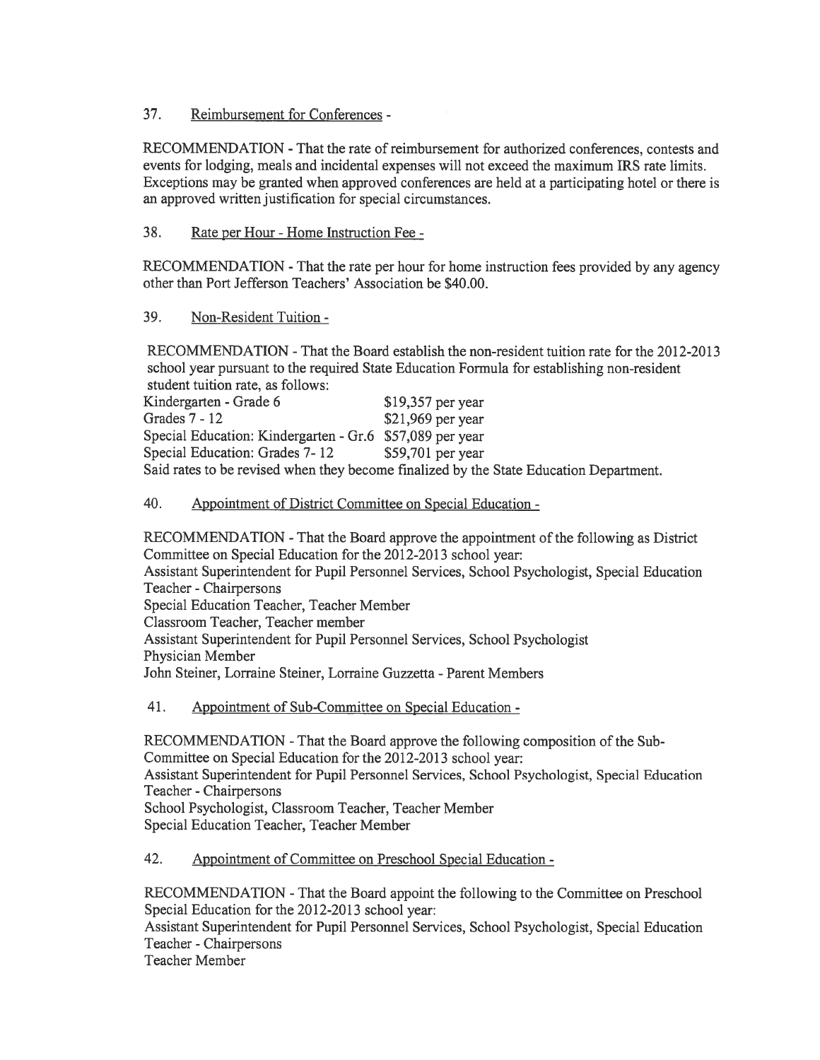37. Reimbursement for Conferences -

RECOMMENDATION - That the rate of reimbursement for authorized conferences, contests and events for lodging, meals and incidental expenses will not exceed the maximum IRS rate limits. Exceptions may be granted when approved conferences are held at a participating hotel or there is an approved written justification for special circumstances.

38. Rate per Hour - Home Instruction Fee -

RECOMMENDATION - That the rate per hour for home instruction fees provided by any agency other than Port Jefferson Teachers' Association be $40.00.

39. Non-Resident Tuition -

RECOMMENDATION - That the Board establish the non-resident tuition rate for the 2012-2013 school year pursuant to the required State Education Formula for establishing non-resident student tuition rate, as follows:

| | |
|---|---|
| Kindergarten - Grade 6 | $19,357 per year |
| Grades 7 - 12 | $21,969 per year |
| Special Education: Kindergarten - Gr.6 | $57,089 per year |
| Special Education: Grades 7- 12 | $59,701 per year |

Said rates to be revised when they become finalized by the State Education Department.

40. Appointment of District Committee on Special Education -

RECOMMENDATION - That the Board approve the appointment of the following as District Committee on Special Education for the 2012-2013 school year:

Assistant Superintendent for Pupil Personnel Services, School Psychologist, Special Education Teacher - Chairpersons
Special Education Teacher, Teacher Member
Classroom Teacher, Teacher member
Assistant Superintendent for Pupil Personnel Services, School Psychologist
Physician Member
John Steiner, Lorraine Steiner, Lorraine Guzzetta - Parent Members

41. Appointment of Sub-Committee on Special Education -

RECOMMENDATION - That the Board approve the following composition of the Sub-Committee on Special Education for the 2012-2013 school year:

Assistant Superintendent for Pupil Personnel Services, School Psychologist, Special Education Teacher - Chairpersons
School Psychologist, Classroom Teacher, Teacher Member
Special Education Teacher, Teacher Member

42. Appointment of Committee on Preschool Special Education -

RECOMMENDATION - That the Board appoint the following to the Committee on Preschool Special Education for the 2012-2013 school year:

Assistant Superintendent for Pupil Personnel Services, School Psychologist, Special Education Teacher - Chairpersons
Teacher Member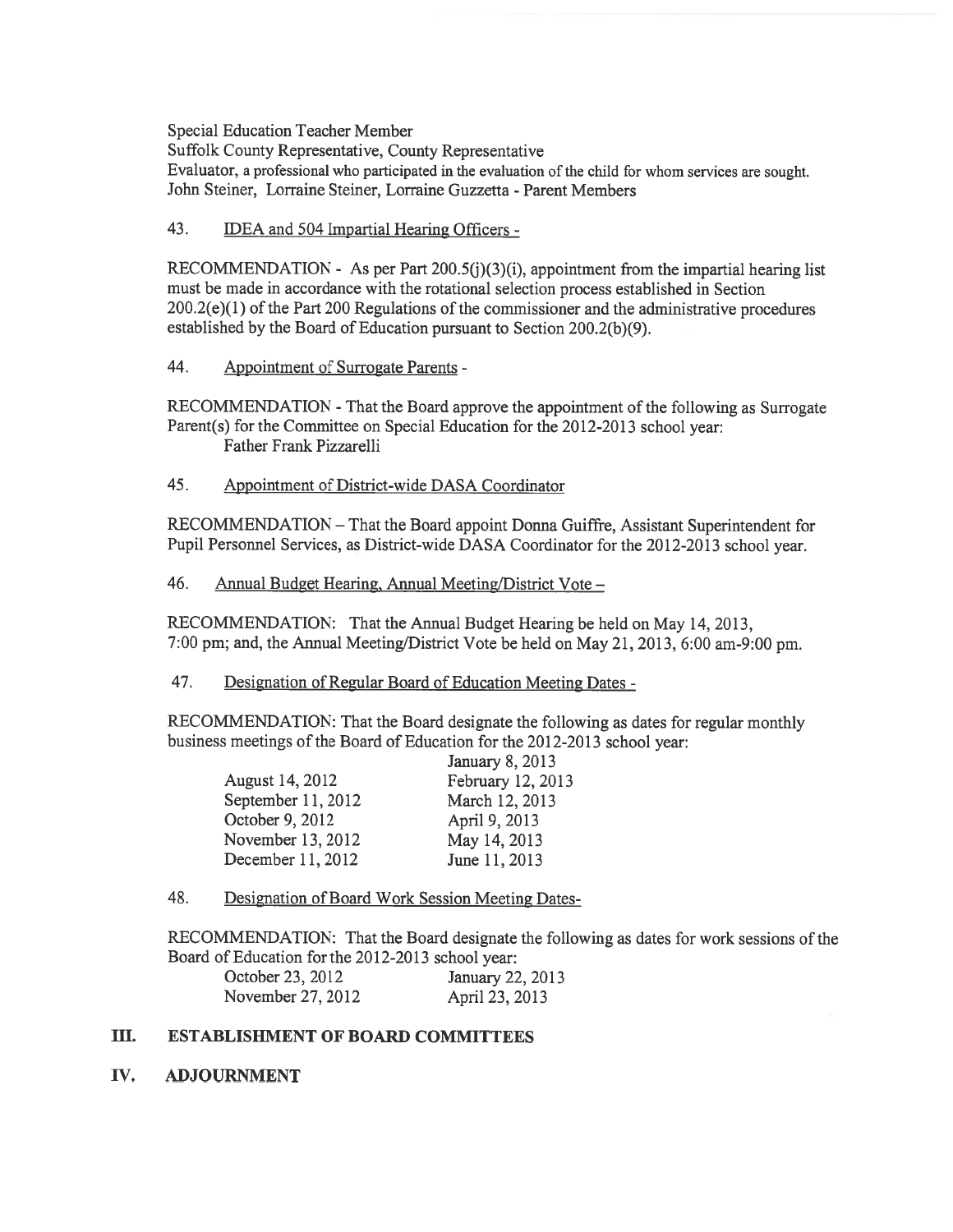Special Education Teacher Member
Suffolk County Representative, County Representative
Evaluator, a professional who participated in the evaluation of the child for whom services are sought.
John Steiner, Lorraine Steiner, Lorraine Guzzetta - Parent Members

43. IDEA and 504 Impartial Hearing Officers -

RECOMMENDATION - As per Part 200.5(j)(3)(i), appointment from the impartial hearing list must be made in accordance with the rotational selection process established in Section 200.2(e)(1) of the Part 200 Regulations of the commissioner and the administrative procedures established by the Board of Education pursuant to Section 200.2(b)(9).

44. Appointment of Surrogate Parents -

RECOMMENDATION - That the Board approve the appointment of the following as Surrogate Parent(s) for the Committee on Special Education for the 2012-2013 school year:
Father Frank Pizzarelli

45. Appointment of District-wide DASA Coordinator

RECOMMENDATION – That the Board appoint Donna Guiffre, Assistant Superintendent for Pupil Personnel Services, as District-wide DASA Coordinator for the 2012-2013 school year.

46. Annual Budget Hearing, Annual Meeting/District Vote –

RECOMMENDATION: That the Annual Budget Hearing be held on May 14, 2013, 7:00 pm; and, the Annual Meeting/District Vote be held on May 21, 2013, 6:00 am-9:00 pm.

47. Designation of Regular Board of Education Meeting Dates -

RECOMMENDATION: That the Board designate the following as dates for regular monthly business meetings of the Board of Education for the 2012-2013 school year:

| | |
|---|---|
| | January 8, 2013 |
| August 14, 2012 | February 12, 2013 |
| September 11, 2012 | March 12, 2013 |
| October 9, 2012 | April 9, 2013 |
| November 13, 2012 | May 14, 2013 |
| December 11, 2012 | June 11, 2013 |

48. Designation of Board Work Session Meeting Dates-

RECOMMENDATION: That the Board designate the following as dates for work sessions of the Board of Education for the 2012-2013 school year:

| | |
|---|---|
| October 23, 2012 | January 22, 2013 |
| November 27, 2012 | April 23, 2013 |

## III. ESTABLISHMENT OF BOARD COMMITTEES

## IV. ADJOURNMENT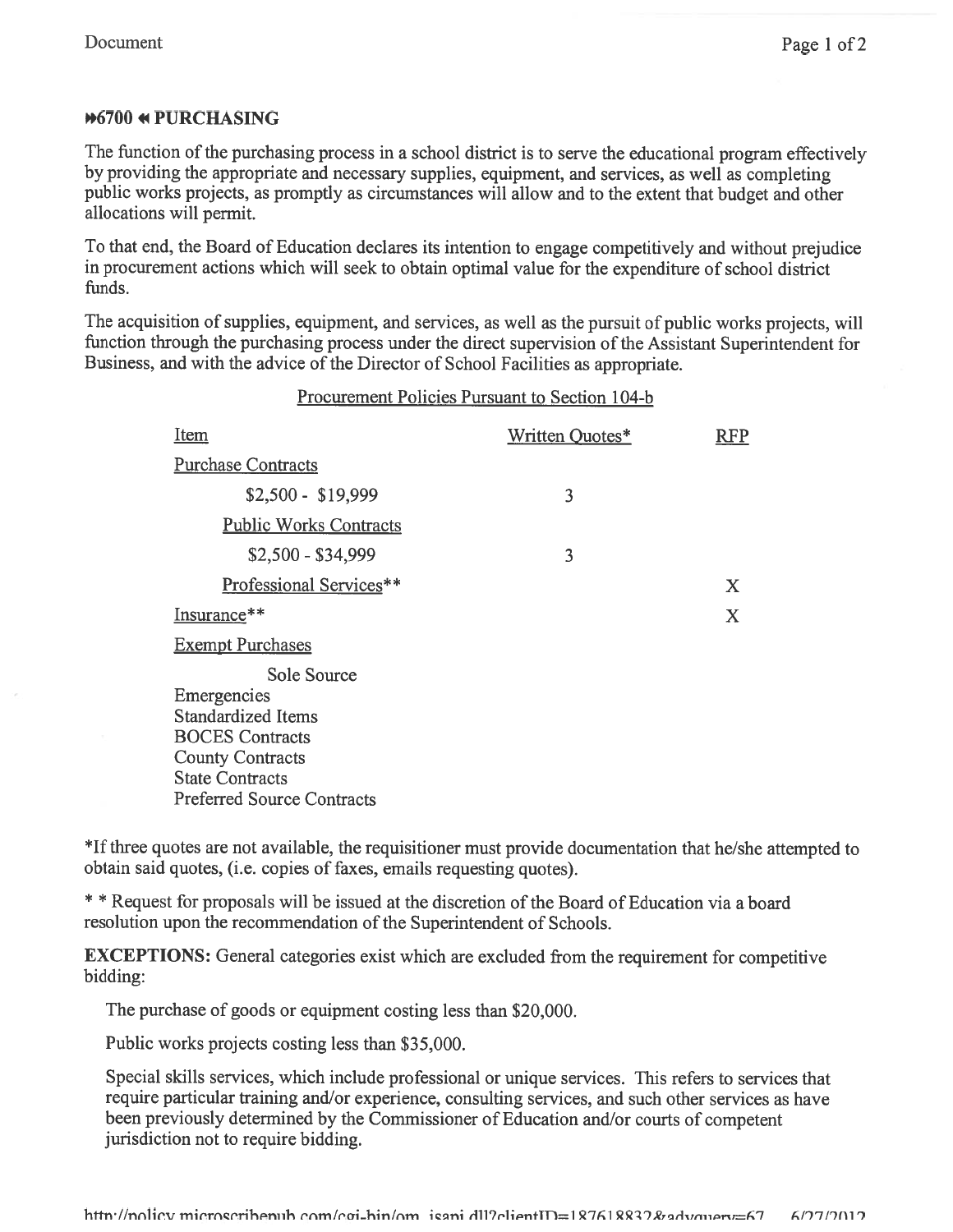## ⏩6700 ⏪ PURCHASING

The function of the purchasing process in a school district is to serve the educational program effectively by providing the appropriate and necessary supplies, equipment, and services, as well as completing public works projects, as promptly as circumstances will allow and to the extent that budget and other allocations will permit.

To that end, the Board of Education declares its intention to engage competitively and without prejudice in procurement actions which will seek to obtain optimal value for the expenditure of school district funds.

The acquisition of supplies, equipment, and services, as well as the pursuit of public works projects, will function through the purchasing process under the direct supervision of the Assistant Superintendent for Business, and with the advice of the Director of School Facilities as appropriate.

Procurement Policies Pursuant to Section 104-b

| Item | Written Quotes* | RFP |
|---|---|---|
| Purchase Contracts | | |
| $2,500 - $19,999 | 3 | |
| Public Works Contracts | | |
| $2,500 - $34,999 | 3 | |
| Professional Services** | | X |
| Insurance** | | X |
| Exempt Purchases | | |
| Sole Source | | |
| Emergencies | | |
| Standardized Items | | |
| BOCES Contracts | | |
| County Contracts | | |
| State Contracts | | |
| Preferred Source Contracts | | |

*If three quotes are not available, the requisitioner must provide documentation that he/she attempted to obtain said quotes, (i.e. copies of faxes, emails requesting quotes).

* * Request for proposals will be issued at the discretion of the Board of Education via a board resolution upon the recommendation of the Superintendent of Schools.

**EXCEPTIONS:** General categories exist which are excluded from the requirement for competitive bidding:

The purchase of goods or equipment costing less than $20,000.

Public works projects costing less than $35,000.

Special skills services, which include professional or unique services. This refers to services that require particular training and/or experience, consulting services, and such other services as have been previously determined by the Commissioner of Education and/or courts of competent jurisdiction not to require bidding.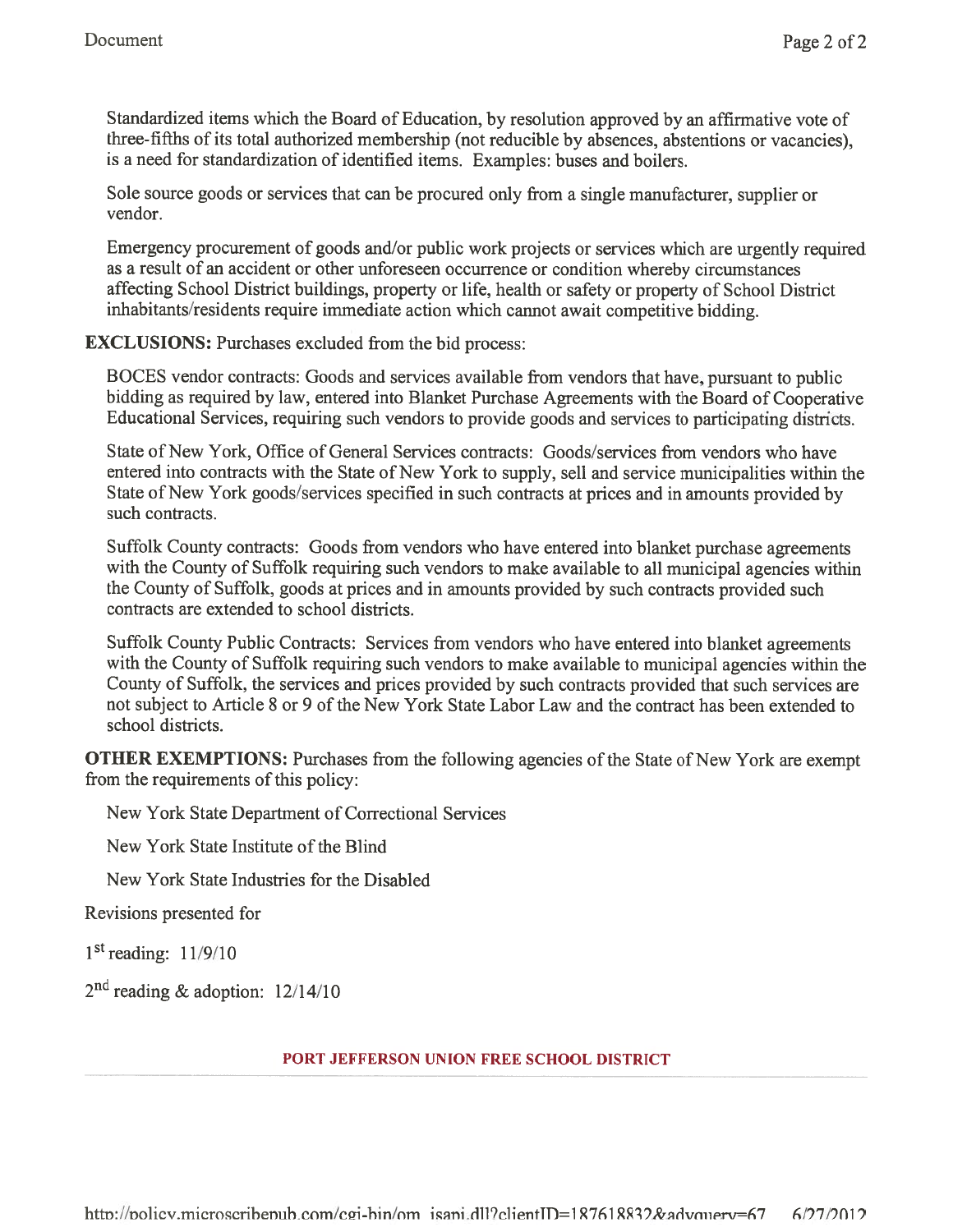Standardized items which the Board of Education, by resolution approved by an affirmative vote of three-fifths of its total authorized membership (not reducible by absences, abstentions or vacancies), is a need for standardization of identified items. Examples: buses and boilers.

Sole source goods or services that can be procured only from a single manufacturer, supplier or vendor.

Emergency procurement of goods and/or public work projects or services which are urgently required as a result of an accident or other unforeseen occurrence or condition whereby circumstances affecting School District buildings, property or life, health or safety or property of School District inhabitants/residents require immediate action which cannot await competitive bidding.

**EXCLUSIONS:** Purchases excluded from the bid process:

BOCES vendor contracts: Goods and services available from vendors that have, pursuant to public bidding as required by law, entered into Blanket Purchase Agreements with the Board of Cooperative Educational Services, requiring such vendors to provide goods and services to participating districts.

State of New York, Office of General Services contracts: Goods/services from vendors who have entered into contracts with the State of New York to supply, sell and service municipalities within the State of New York goods/services specified in such contracts at prices and in amounts provided by such contracts.

Suffolk County contracts: Goods from vendors who have entered into blanket purchase agreements with the County of Suffolk requiring such vendors to make available to all municipal agencies within the County of Suffolk, goods at prices and in amounts provided by such contracts provided such contracts are extended to school districts.

Suffolk County Public Contracts: Services from vendors who have entered into blanket agreements with the County of Suffolk requiring such vendors to make available to municipal agencies within the County of Suffolk, the services and prices provided by such contracts provided that such services are not subject to Article 8 or 9 of the New York State Labor Law and the contract has been extended to school districts.

**OTHER EXEMPTIONS:** Purchases from the following agencies of the State of New York are exempt from the requirements of this policy:

New York State Department of Correctional Services

New York State Institute of the Blind

New York State Industries for the Disabled

Revisions presented for

1st reading: 11/9/10

2nd reading & adoption: 12/14/10

**PORT JEFFERSON UNION FREE SCHOOL DISTRICT**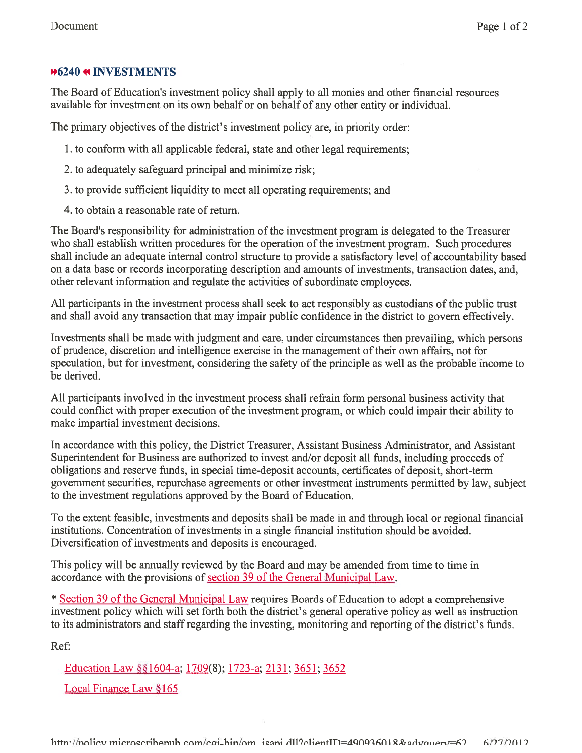# 6240 INVESTMENTS

The Board of Education's investment policy shall apply to all monies and other financial resources available for investment on its own behalf or on behalf of any other entity or individual.

The primary objectives of the district's investment policy are, in priority order:

1. to conform with all applicable federal, state and other legal requirements;
2. to adequately safeguard principal and minimize risk;
3. to provide sufficient liquidity to meet all operating requirements; and
4. to obtain a reasonable rate of return.

The Board's responsibility for administration of the investment program is delegated to the Treasurer who shall establish written procedures for the operation of the investment program. Such procedures shall include an adequate internal control structure to provide a satisfactory level of accountability based on a data base or records incorporating description and amounts of investments, transaction dates, and, other relevant information and regulate the activities of subordinate employees.

All participants in the investment process shall seek to act responsibly as custodians of the public trust and shall avoid any transaction that may impair public confidence in the district to govern effectively.

Investments shall be made with judgment and care, under circumstances then prevailing, which persons of prudence, discretion and intelligence exercise in the management of their own affairs, not for speculation, but for investment, considering the safety of the principle as well as the probable income to be derived.

All participants involved in the investment process shall refrain form personal business activity that could conflict with proper execution of the investment program, or which could impair their ability to make impartial investment decisions.

In accordance with this policy, the District Treasurer, Assistant Business Administrator, and Assistant Superintendent for Business are authorized to invest and/or deposit all funds, including proceeds of obligations and reserve funds, in special time-deposit accounts, certificates of deposit, short-term government securities, repurchase agreements or other investment instruments permitted by law, subject to the investment regulations approved by the Board of Education.

To the extent feasible, investments and deposits shall be made in and through local or regional financial institutions. Concentration of investments in a single financial institution should be avoided. Diversification of investments and deposits is encouraged.

This policy will be annually reviewed by the Board and may be amended from time to time in accordance with the provisions of section 39 of the General Municipal Law.

* Section 39 of the General Municipal Law requires Boards of Education to adopt a comprehensive investment policy which will set forth both the district's general operative policy as well as instruction to its administrators and staff regarding the investing, monitoring and reporting of the district's funds.

Ref:

Education Law §§1604-a; 1709(8); 1723-a; 2131; 3651; 3652

Local Finance Law §165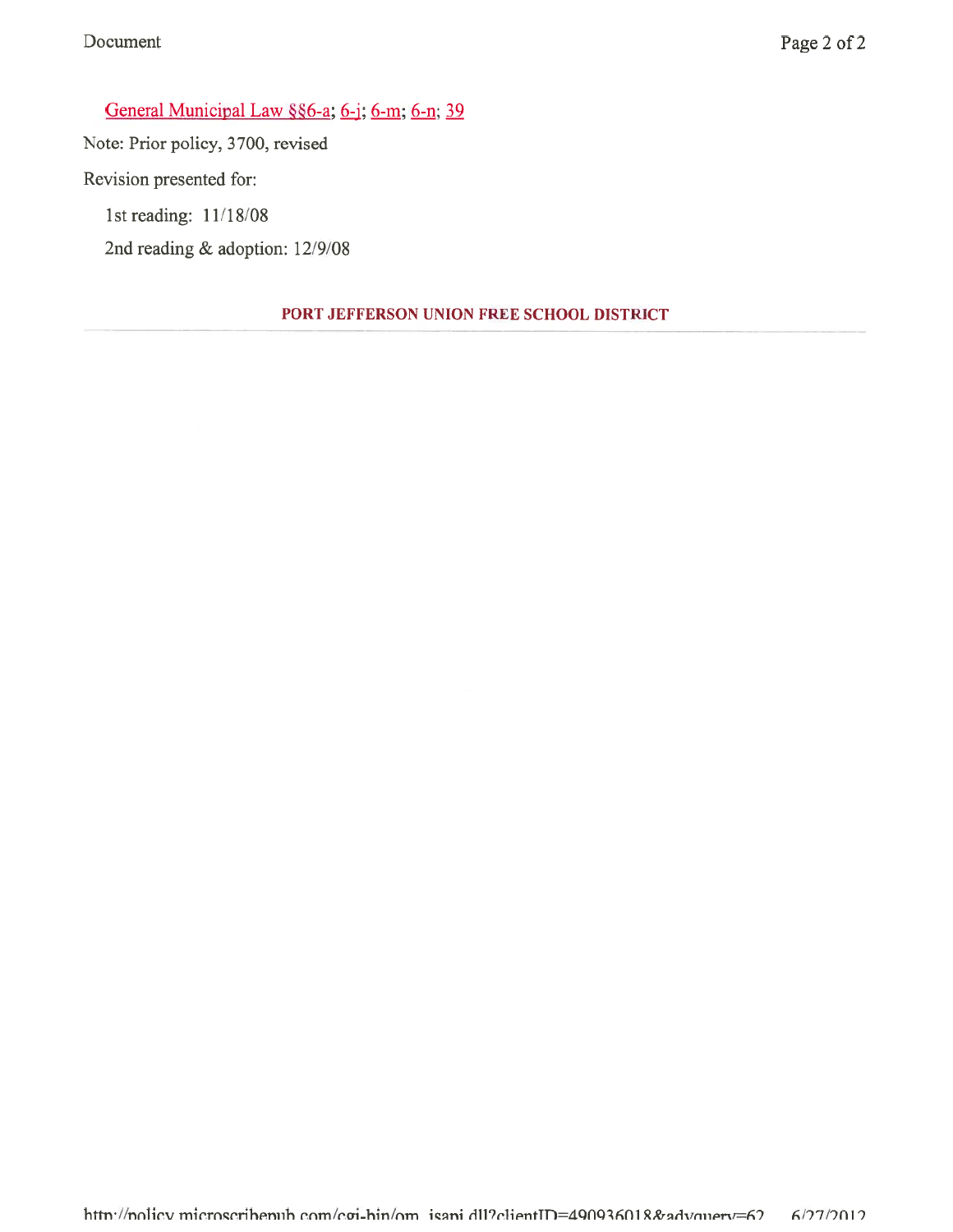General Municipal Law §§6-a; 6-j; 6-m; 6-n; 39

Note: Prior policy, 3700, revised

Revision presented for:

1st reading: 11/18/08

2nd reading & adoption: 12/9/08

**PORT JEFFERSON UNION FREE SCHOOL DISTRICT**